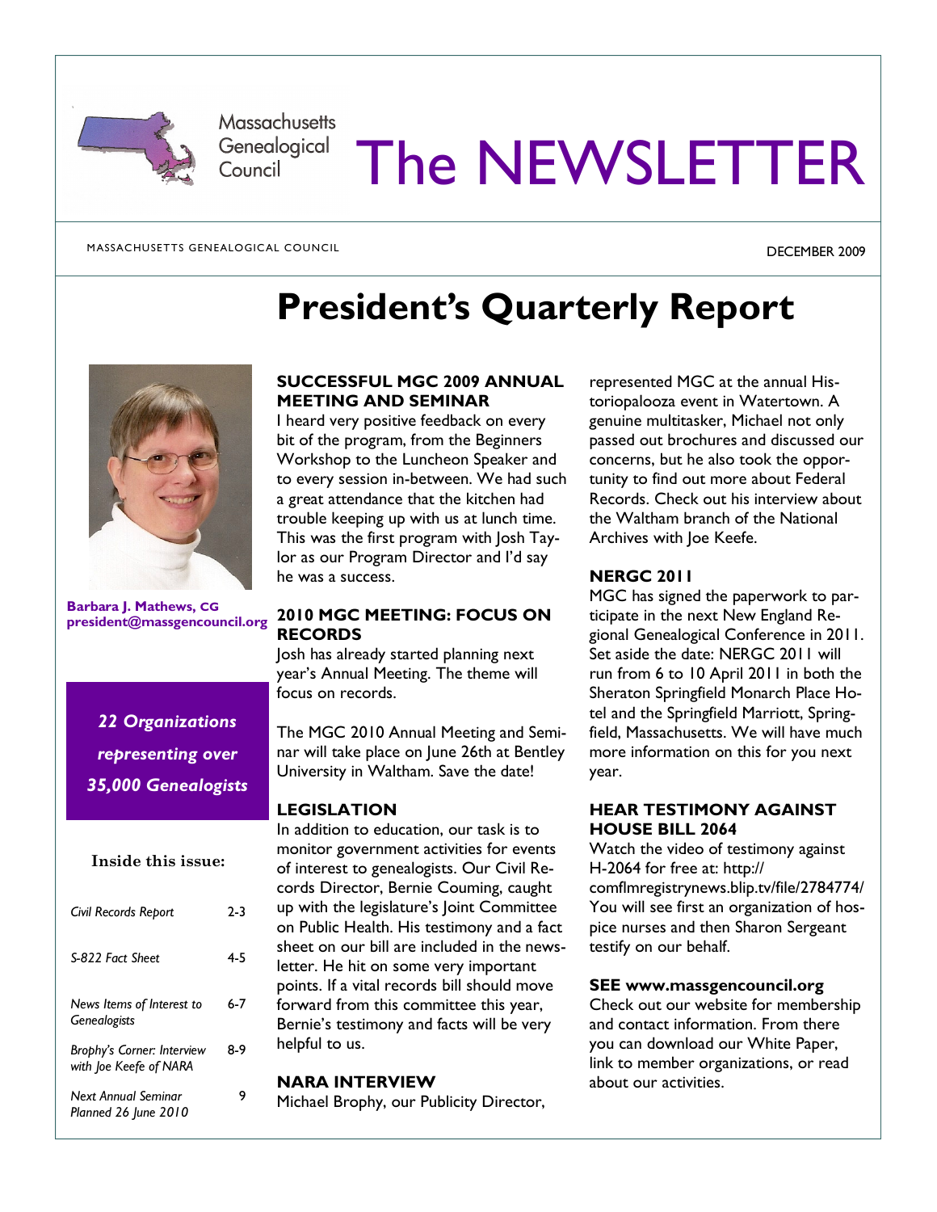Massachusetts Genealogical Council

# The NEWSLETTER

MASSACHUSETTS GENEALOGICAL COUNCIL

DECEMBER 2009

# President's Quarterly Report

**Barbara J. Mathews, CG**
**president@massgencouncil.org**

***22 Organizations representing over 35,000 Genealogists***

**Inside this issue:**

| | |
|---|---|
| *Civil Records Report* | 2-3 |
| *S-822 Fact Sheet* | 4-5 |
| *News Items of Interest to Genealogists* | 6-7 |
| *Brophy's Corner: Interview with Joe Keefe of NARA* | 8-9 |
| *Next Annual Seminar Planned 26 June 2010* | 9 |

### SUCCESSFUL MGC 2009 ANNUAL MEETING AND SEMINAR

I heard very positive feedback on every bit of the program, from the Beginners Workshop to the Luncheon Speaker and to every session in-between. We had such a great attendance that the kitchen had trouble keeping up with us at lunch time. This was the first program with Josh Taylor as our Program Director and I'd say he was a success.

### 2010 MGC MEETING: FOCUS ON RECORDS

Josh has already started planning next year's Annual Meeting. The theme will focus on records.

The MGC 2010 Annual Meeting and Seminar will take place on June 26th at Bentley University in Waltham. Save the date!

### LEGISLATION

In addition to education, our task is to monitor government activities for events of interest to genealogists. Our Civil Records Director, Bernie Couming, caught up with the legislature's Joint Committee on Public Health. His testimony and a fact sheet on our bill are included in the newsletter. He hit on some very important points. If a vital records bill should move forward from this committee this year, Bernie's testimony and facts will be very helpful to us.

### NARA INTERVIEW

Michael Brophy, our Publicity Director, represented MGC at the annual Historiopalooza event in Watertown. A genuine multitasker, Michael not only passed out brochures and discussed our concerns, but he also took the opportunity to find out more about Federal Records. Check out his interview about the Waltham branch of the National Archives with Joe Keefe.

### NERGC 2011

MGC has signed the paperwork to participate in the next New England Regional Genealogical Conference in 2011. Set aside the date: NERGC 2011 will run from 6 to 10 April 2011 in both the Sheraton Springfield Monarch Place Hotel and the Springfield Marriott, Springfield, Massachusetts. We will have much more information on this for you next year.

### HEAR TESTIMONY AGAINST HOUSE BILL 2064

Watch the video of testimony against H-2064 for free at: http://comflmregistrynews.blip.tv/file/2784774/ You will see first an organization of hospice nurses and then Sharon Sergeant testify on our behalf.

### SEE www.massgencouncil.org

Check out our website for membership and contact information. From there you can download our White Paper, link to member organizations, or read about our activities.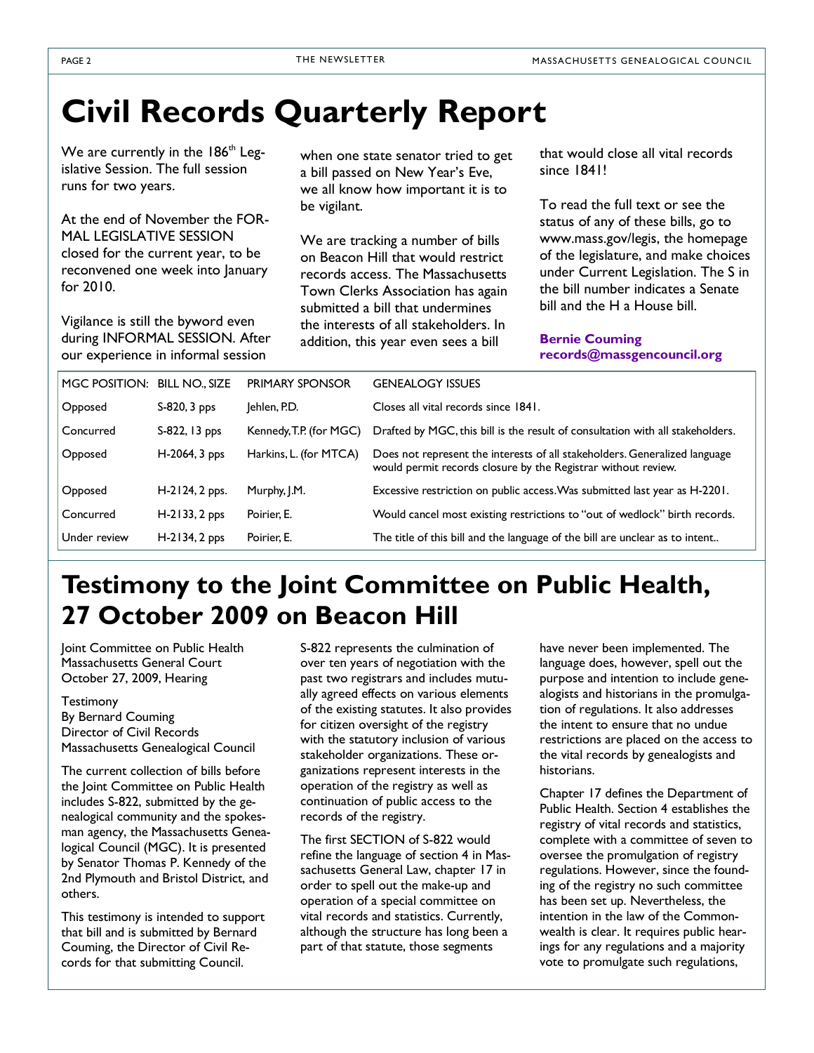// Civil Records Quarterly Report
# Civil Records Quarterly Report

We are currently in the 186th Legislative Session. The full session runs for two years.

At the end of November the FORMAL LEGISLATIVE SESSION closed for the current year, to be reconvened one week into January for 2010.

Vigilance is still the byword even during INFORMAL SESSION. After our experience in informal session when one state senator tried to get a bill passed on New Year's Eve, we all know how important it is to be vigilant.

We are tracking a number of bills on Beacon Hill that would restrict records access. The Massachusetts Town Clerks Association has again submitted a bill that undermines the interests of all stakeholders. In addition, this year even sees a bill that would close all vital records since 1841!

To read the full text or see the status of any of these bills, go to www.mass.gov/legis, the homepage of the legislature, and make choices under Current Legislation. The S in the bill number indicates a Senate bill and the H a House bill.

**Bernie Couming**
**records@massgencouncil.org**

| MGC POSITION: | BILL NO., SIZE | PRIMARY SPONSOR | GENEALOGY ISSUES |
|---|---|---|---|
| Opposed | S-820, 3 pps | Jehlen, P.D. | Closes all vital records since 1841. |
| Concurred | S-822, 13 pps | Kennedy, T.P. (for MGC) | Drafted by MGC, this bill is the result of consultation with all stakeholders. |
| Opposed | H-2064, 3 pps | Harkins, L. (for MTCA) | Does not represent the interests of all stakeholders. Generalized language would permit records closure by the Registrar without review. |
| Opposed | H-2124, 2 pps. | Murphy, J.M. | Excessive restriction on public access. Was submitted last year as H-2201. |
| Concurred | H-2133, 2 pps | Poirier, E. | Would cancel most existing restrictions to "out of wedlock" birth records. |
| Under review | H-2134, 2 pps | Poirier, E. | The title of this bill and the language of the bill are unclear as to intent.. |

# Testimony to the Joint Committee on Public Health, 27 October 2009 on Beacon Hill

Joint Committee on Public Health
Massachusetts General Court
October 27, 2009, Hearing

Testimony
By Bernard Couming
Director of Civil Records
Massachusetts Genealogical Council

The current collection of bills before the Joint Committee on Public Health includes S-822, submitted by the genealogical community and the spokesman agency, the Massachusetts Genealogical Council (MGC). It is presented by Senator Thomas P. Kennedy of the 2nd Plymouth and Bristol District, and others.

This testimony is intended to support that bill and is submitted by Bernard Couming, the Director of Civil Records for that submitting Council.

S-822 represents the culmination of over ten years of negotiation with the past two registrars and includes mutually agreed effects on various elements of the existing statutes. It also provides for citizen oversight of the registry with the statutory inclusion of various stakeholder organizations. These organizations represent interests in the operation of the registry as well as continuation of public access to the records of the registry.

The first SECTION of S-822 would refine the language of section 4 in Massachusetts General Law, chapter 17 in order to spell out the make-up and operation of a special committee on vital records and statistics. Currently, although the structure has long been a part of that statute, those segments have never been implemented. The language does, however, spell out the purpose and intention to include genealogists and historians in the promulgation of regulations. It also addresses the intent to ensure that no undue restrictions are placed on the access to the vital records by genealogists and historians.

Chapter 17 defines the Department of Public Health. Section 4 establishes the registry of vital records and statistics, complete with a committee of seven to oversee the promulgation of registry regulations. However, since the founding of the registry no such committee has been set up. Nevertheless, the intention in the law of the Commonwealth is clear. It requires public hearings for any regulations and a majority vote to promulgate such regulations,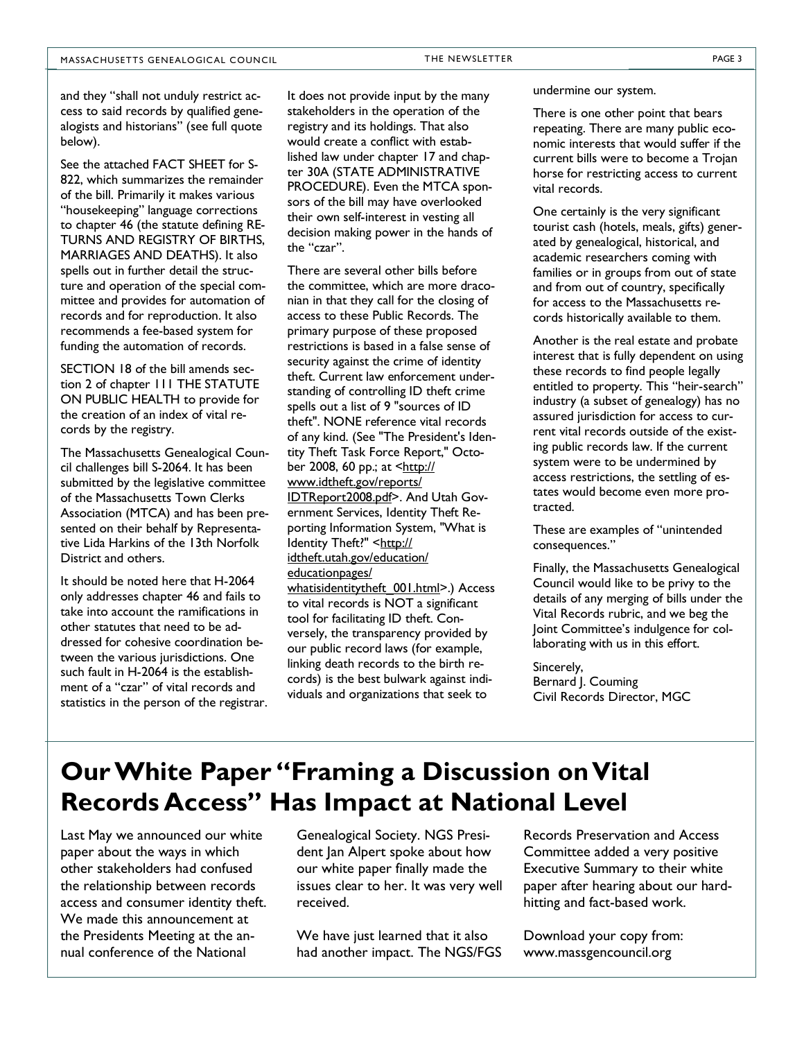and they "shall not unduly restrict access to said records by qualified genealogists and historians" (see full quote below).

See the attached FACT SHEET for S-822, which summarizes the remainder of the bill. Primarily it makes various "housekeeping" language corrections to chapter 46 (the statute defining RETURNS AND REGISTRY OF BIRTHS, MARRIAGES AND DEATHS). It also spells out in further detail the structure and operation of the special committee and provides for automation of records and for reproduction. It also recommends a fee-based system for funding the automation of records.

SECTION 18 of the bill amends section 2 of chapter 111 THE STATUTE ON PUBLIC HEALTH to provide for the creation of an index of vital records by the registry.

The Massachusetts Genealogical Council challenges bill S-2064. It has been submitted by the legislative committee of the Massachusetts Town Clerks Association (MTCA) and has been presented on their behalf by Representative Lida Harkins of the 13th Norfolk District and others.

It should be noted here that H-2064 only addresses chapter 46 and fails to take into account the ramifications in other statutes that need to be addressed for cohesive coordination between the various jurisdictions. One such fault in H-2064 is the establishment of a "czar" of vital records and statistics in the person of the registrar. It does not provide input by the many stakeholders in the operation of the registry and its holdings. That also would create a conflict with established law under chapter 17 and chapter 30A (STATE ADMINISTRATIVE PROCEDURE). Even the MTCA sponsors of the bill may have overlooked their own self-interest in vesting all decision making power in the hands of the "czar".

There are several other bills before the committee, which are more draconian in that they call for the closing of access to these Public Records. The primary purpose of these proposed restrictions is based in a false sense of security against the crime of identity theft. Current law enforcement understanding of controlling ID theft crime spells out a list of 9 "sources of ID theft". NONE reference vital records of any kind. (See "The President's Identity Theft Task Force Report," October 2008, 60 pp.; at <http://www.idtheft.gov/reports/IDTReport2008.pdf>. And Utah Government Services, Identity Theft Reporting Information System, "What is Identity Theft?" <http://idtheft.utah.gov/education/educationpages/whatisidentitytheft_001.html>.) Access to vital records is NOT a significant tool for facilitating ID theft. Conversely, the transparency provided by our public record laws (for example, linking death records to the birth records) is the best bulwark against individuals and organizations that seek to undermine our system.

There is one other point that bears repeating. There are many public economic interests that would suffer if the current bills were to become a Trojan horse for restricting access to current vital records.

One certainly is the very significant tourist cash (hotels, meals, gifts) generated by genealogical, historical, and academic researchers coming with families or in groups from out of state and from out of country, specifically for access to the Massachusetts records historically available to them.

Another is the real estate and probate interest that is fully dependent on using these records to find people legally entitled to property. This "heir-search" industry (a subset of genealogy) has no assured jurisdiction for access to current vital records outside of the existing public records law. If the current system were to be undermined by access restrictions, the settling of estates would become even more protracted.

These are examples of "unintended consequences."

Finally, the Massachusetts Genealogical Council would like to be privy to the details of any merging of bills under the Vital Records rubric, and we beg the Joint Committee's indulgence for collaborating with us in this effort.

Sincerely,
Bernard J. Couming
Civil Records Director, MGC

# Our White Paper "Framing a Discussion on Vital Records Access" Has Impact at National Level

Last May we announced our white paper about the ways in which other stakeholders had confused the relationship between records access and consumer identity theft. We made this announcement at the Presidents Meeting at the annual conference of the National Genealogical Society. NGS President Jan Alpert spoke about how our white paper finally made the issues clear to her. It was very well received.

We have just learned that it also had another impact. The NGS/FGS Records Preservation and Access Committee added a very positive Executive Summary to their white paper after hearing about our hard-hitting and fact-based work.

Download your copy from: www.massgencouncil.org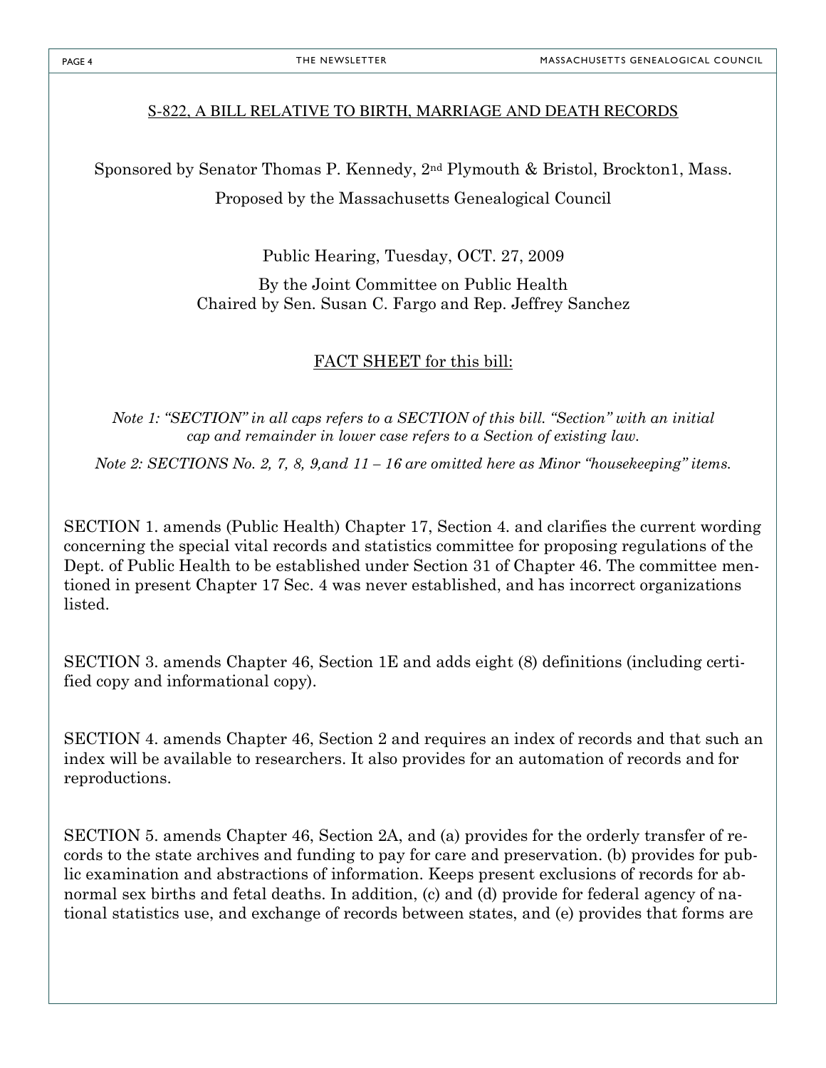## S-822, A BILL RELATIVE TO BIRTH, MARRIAGE AND DEATH RECORDS

Sponsored by Senator Thomas P. Kennedy, 2nd Plymouth & Bristol, Brockton1, Mass.

Proposed by the Massachusetts Genealogical Council

Public Hearing, Tuesday, OCT. 27, 2009

By the Joint Committee on Public Health
Chaired by Sen. Susan C. Fargo and Rep. Jeffrey Sanchez

### FACT SHEET for this bill:

*Note 1: "SECTION" in all caps refers to a SECTION of this bill. "Section" with an initial cap and remainder in lower case refers to a Section of existing law.*

*Note 2: SECTIONS No. 2, 7, 8, 9,and 11 – 16 are omitted here as Minor "housekeeping" items.*

SECTION 1. amends (Public Health) Chapter 17, Section 4. and clarifies the current wording concerning the special vital records and statistics committee for proposing regulations of the Dept. of Public Health to be established under Section 31 of Chapter 46. The committee mentioned in present Chapter 17 Sec. 4 was never established, and has incorrect organizations listed.

SECTION 3. amends Chapter 46, Section 1E and adds eight (8) definitions (including certified copy and informational copy).

SECTION 4. amends Chapter 46, Section 2 and requires an index of records and that such an index will be available to researchers. It also provides for an automation of records and for reproductions.

SECTION 5. amends Chapter 46, Section 2A, and (a) provides for the orderly transfer of records to the state archives and funding to pay for care and preservation. (b) provides for public examination and abstractions of information. Keeps present exclusions of records for abnormal sex births and fetal deaths. In addition, (c) and (d) provide for federal agency of national statistics use, and exchange of records between states, and (e) provides that forms are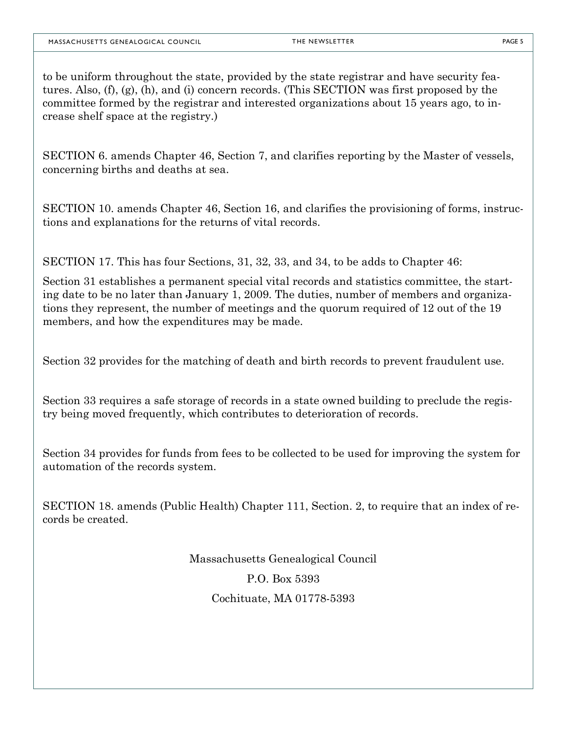to be uniform throughout the state, provided by the state registrar and have security features. Also, (f), (g), (h), and (i) concern records. (This SECTION was first proposed by the committee formed by the registrar and interested organizations about 15 years ago, to increase shelf space at the registry.)

SECTION 6. amends Chapter 46, Section 7, and clarifies reporting by the Master of vessels, concerning births and deaths at sea.

SECTION 10. amends Chapter 46, Section 16, and clarifies the provisioning of forms, instructions and explanations for the returns of vital records.

SECTION 17. This has four Sections, 31, 32, 33, and 34, to be adds to Chapter 46:

Section 31 establishes a permanent special vital records and statistics committee, the starting date to be no later than January 1, 2009. The duties, number of members and organizations they represent, the number of meetings and the quorum required of 12 out of the 19 members, and how the expenditures may be made.

Section 32 provides for the matching of death and birth records to prevent fraudulent use.

Section 33 requires a safe storage of records in a state owned building to preclude the registry being moved frequently, which contributes to deterioration of records.

Section 34 provides for funds from fees to be collected to be used for improving the system for automation of the records system.

SECTION 18. amends (Public Health) Chapter 111, Section. 2, to require that an index of records be created.

Massachusetts Genealogical Council

P.O. Box 5393

Cochituate, MA 01778-5393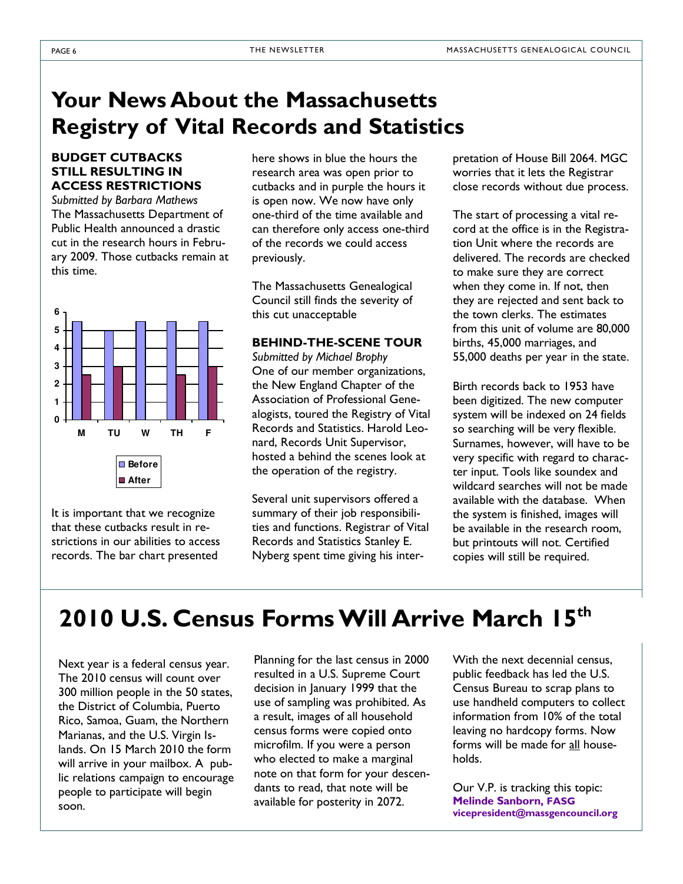# Your News About the Massachusetts Registry of Vital Records and Statistics

### BUDGET CUTBACKS STILL RESULTING IN ACCESS RESTRICTIONS

*Submitted by Barbara Mathews*

The Massachusetts Department of Public Health announced a drastic cut in the research hours in February 2009. Those cutbacks remain at this time.

| Day | Before | After |
|---|---|---|
| M | 5.5 | 2.5 |
| TU | 5 | 3 |
| W | 5.5 | |
| TH | 5.5 | 2.5 |
| F | 5.5 | 3 |

It is important that we recognize that these cutbacks result in restrictions in our abilities to access records. The bar chart presented here shows in blue the hours the research area was open prior to cutbacks and in purple the hours it is open now. We now have only one-third of the time available and can therefore only access one-third of the records we could access previously.

The Massachusetts Genealogical Council still finds the severity of this cut unacceptable

### BEHIND-THE-SCENE TOUR

*Submitted by Michael Brophy*

One of our member organizations, the New England Chapter of the Association of Professional Genealogists, toured the Registry of Vital Records and Statistics. Harold Leonard, Records Unit Supervisor, hosted a behind the scenes look at the operation of the registry.

Several unit supervisors offered a summary of their job responsibilities and functions. Registrar of Vital Records and Statistics Stanley E. Nyberg spent time giving his interpretation of House Bill 2064. MGC worries that it lets the Registrar close records without due process.

The start of processing a vital record at the office is in the Registration Unit where the records are delivered. The records are checked to make sure they are correct when they come in. If not, then they are rejected and sent back to the town clerks. The estimates from this unit of volume are 80,000 births, 45,000 marriages, and 55,000 deaths per year in the state.

Birth records back to 1953 have been digitized. The new computer system will be indexed on 24 fields so searching will be very flexible. Surnames, however, will have to be very specific with regard to character input. Tools like soundex and wildcard searches will not be made available with the database. When the system is finished, images will be available in the research room, but printouts will not. Certified copies will still be required.

# 2010 U.S. Census Forms Will Arrive March 15th

Next year is a federal census year. The 2010 census will count over 300 million people in the 50 states, the District of Columbia, Puerto Rico, Samoa, Guam, the Northern Marianas, and the U.S. Virgin Islands. On 15 March 2010 the form will arrive in your mailbox. A public relations campaign to encourage people to participate will begin soon.

Planning for the last census in 2000 resulted in a U.S. Supreme Court decision in January 1999 that the use of sampling was prohibited. As a result, images of all household census forms were copied onto microfilm. If you were a person who elected to make a marginal note on that form for your descendants to read, that note will be available for posterity in 2072.

With the next decennial census, public feedback has led the U.S. Census Bureau to scrap plans to use handheld computers to collect information from 10% of the total leaving no hardcopy forms. Now forms will be made for all households.

Our V.P. is tracking this topic:
**Melinde Sanborn, FASG**
**vicepresident@massgencouncil.org**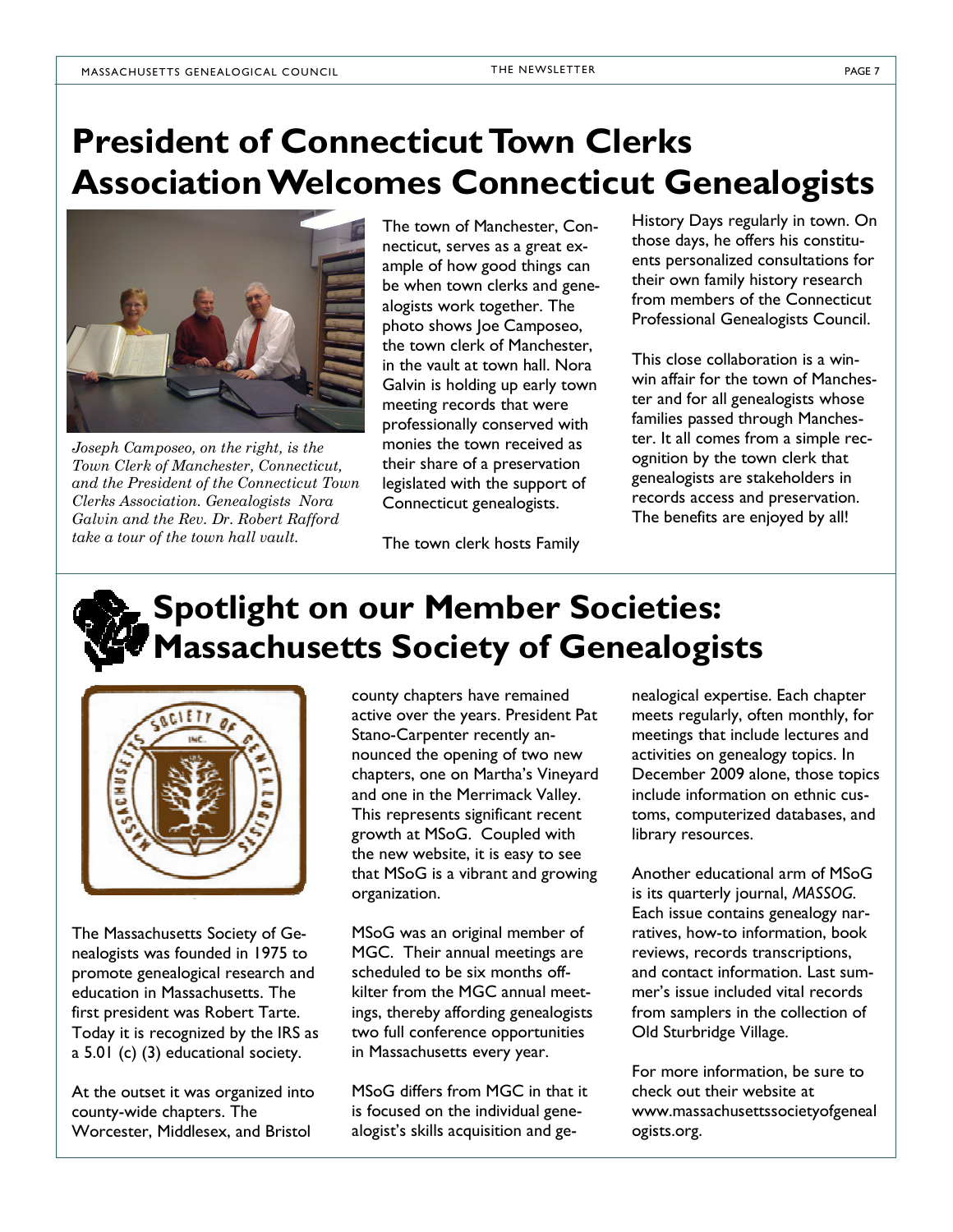# President of Connecticut Town Clerks Association Welcomes Connecticut Genealogists

*Joseph Camposeo, on the right, is the Town Clerk of Manchester, Connecticut, and the President of the Connecticut Town Clerks Association. Genealogists Nora Galvin and the Rev. Dr. Robert Rafford take a tour of the town hall vault.*

The town of Manchester, Connecticut, serves as a great example of how good things can be when town clerks and genealogists work together. The photo shows Joe Camposeo, the town clerk of Manchester, in the vault at town hall. Nora Galvin is holding up early town meeting records that were professionally conserved with monies the town received as their share of a preservation legislated with the support of Connecticut genealogists.

The town clerk hosts Family History Days regularly in town. On those days, he offers his constituents personalized consultations for their own family history research from members of the Connecticut Professional Genealogists Council.

This close collaboration is a win-win affair for the town of Manchester and for all genealogists whose families passed through Manchester. It all comes from a simple recognition by the town clerk that genealogists are stakeholders in records access and preservation. The benefits are enjoyed by all!

# Spotlight on our Member Societies: Massachusetts Society of Genealogists

The Massachusetts Society of Genealogists was founded in 1975 to promote genealogical research and education in Massachusetts. The first president was Robert Tarte. Today it is recognized by the IRS as a 5.01 (c) (3) educational society.

At the outset it was organized into county-wide chapters. The Worcester, Middlesex, and Bristol county chapters have remained active over the years. President Pat Stano-Carpenter recently announced the opening of two new chapters, one on Martha's Vineyard and one in the Merrimack Valley. This represents significant recent growth at MSoG. Coupled with the new website, it is easy to see that MSoG is a vibrant and growing organization.

MSoG was an original member of MGC. Their annual meetings are scheduled to be six months off-kilter from the MGC annual meetings, thereby affording genealogists two full conference opportunities in Massachusetts every year.

MSoG differs from MGC in that it is focused on the individual genealogist's skills acquisition and genealogical expertise. Each chapter meets regularly, often monthly, for meetings that include lectures and activities on genealogy topics. In December 2009 alone, those topics include information on ethnic customs, computerized databases, and library resources.

Another educational arm of MSoG is its quarterly journal, *MASSOG*. Each issue contains genealogy narratives, how-to information, book reviews, records transcriptions, and contact information. Last summer's issue included vital records from samplers in the collection of Old Sturbridge Village.

For more information, be sure to check out their website at www.massachusettssocietyofgenealogists.org.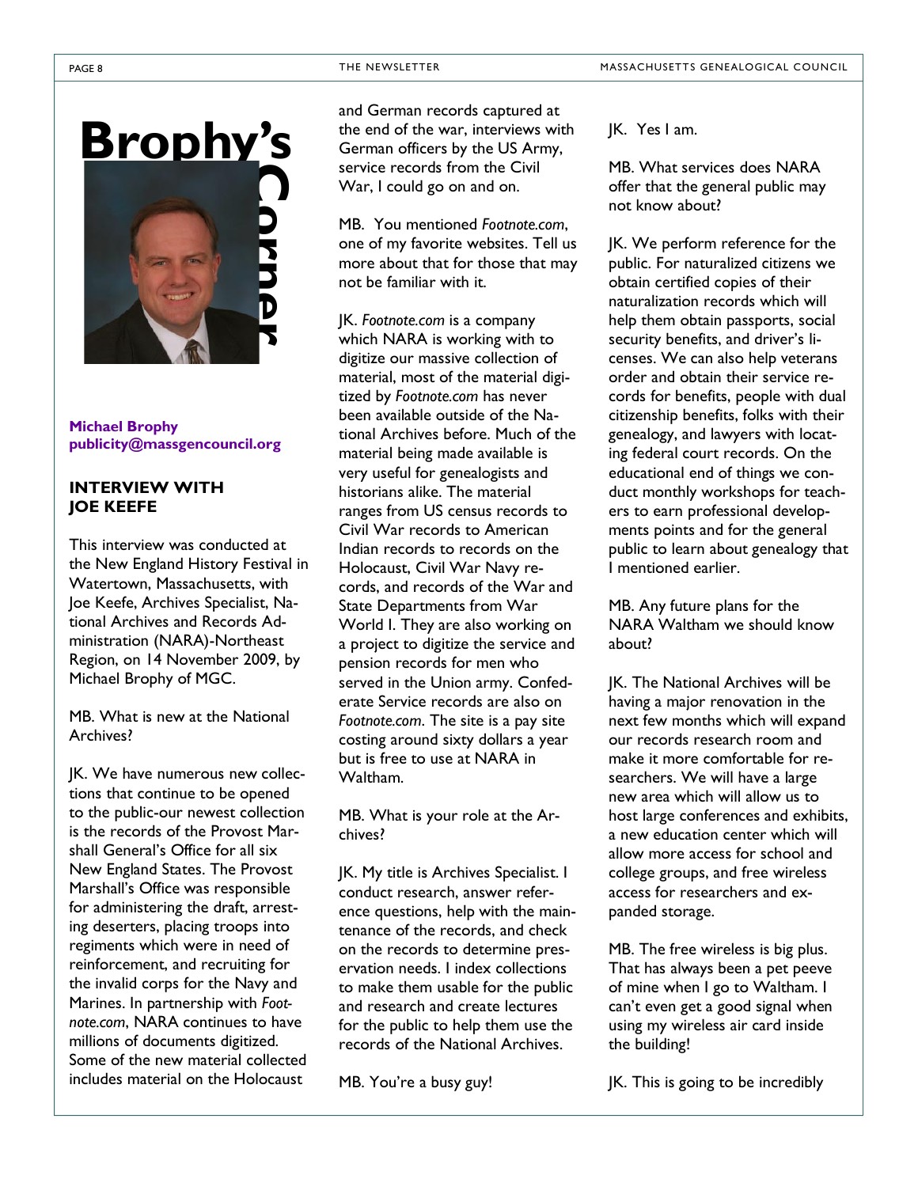# Brophy's Corner

**Michael Brophy**
**publicity@massgencouncil.org**

### INTERVIEW WITH JOE KEEFE

This interview was conducted at the New England History Festival in Watertown, Massachusetts, with Joe Keefe, Archives Specialist, National Archives and Records Administration (NARA)-Northeast Region, on 14 November 2009, by Michael Brophy of MGC.

MB. What is new at the National Archives?

JK. We have numerous new collections that continue to be opened to the public-our newest collection is the records of the Provost Marshall General's Office for all six New England States. The Provost Marshall's Office was responsible for administering the draft, arresting deserters, placing troops into regiments which were in need of reinforcement, and recruiting for the invalid corps for the Navy and Marines. In partnership with *Footnote.com*, NARA continues to have millions of documents digitized. Some of the new material collected includes material on the Holocaust and German records captured at the end of the war, interviews with German officers by the US Army, service records from the Civil War, I could go on and on.

MB. You mentioned *Footnote.com*, one of my favorite websites. Tell us more about that for those that may not be familiar with it.

JK. *Footnote.com* is a company which NARA is working with to digitize our massive collection of material, most of the material digitized by *Footnote.com* has never been available outside of the National Archives before. Much of the material being made available is very useful for genealogists and historians alike. The material ranges from US census records to Civil War records to American Indian records to records on the Holocaust, Civil War Navy records, and records of the War and State Departments from War World I. They are also working on a project to digitize the service and pension records for men who served in the Union army. Confederate Service records are also on *Footnote.com*. The site is a pay site costing around sixty dollars a year but is free to use at NARA in Waltham.

MB. What is your role at the Archives?

JK. My title is Archives Specialist. I conduct research, answer reference questions, help with the maintenance of the records, and check on the records to determine preservation needs. I index collections to make them usable for the public and research and create lectures for the public to help them use the records of the National Archives.

MB. You're a busy guy!

JK. Yes I am.

MB. What services does NARA offer that the general public may not know about?

JK. We perform reference for the public. For naturalized citizens we obtain certified copies of their naturalization records which will help them obtain passports, social security benefits, and driver's licenses. We can also help veterans order and obtain their service records for benefits, people with dual citizenship benefits, folks with their genealogy, and lawyers with locating federal court records. On the educational end of things we conduct monthly workshops for teachers to earn professional developments points and for the general public to learn about genealogy that I mentioned earlier.

MB. Any future plans for the NARA Waltham we should know about?

JK. The National Archives will be having a major renovation in the next few months which will expand our records research room and make it more comfortable for researchers. We will have a large new area which will allow us to host large conferences and exhibits, a new education center which will allow more access for school and college groups, and free wireless access for researchers and expanded storage.

MB. The free wireless is big plus. That has always been a pet peeve of mine when I go to Waltham. I can't even get a good signal when using my wireless air card inside the building!

JK. This is going to be incredibly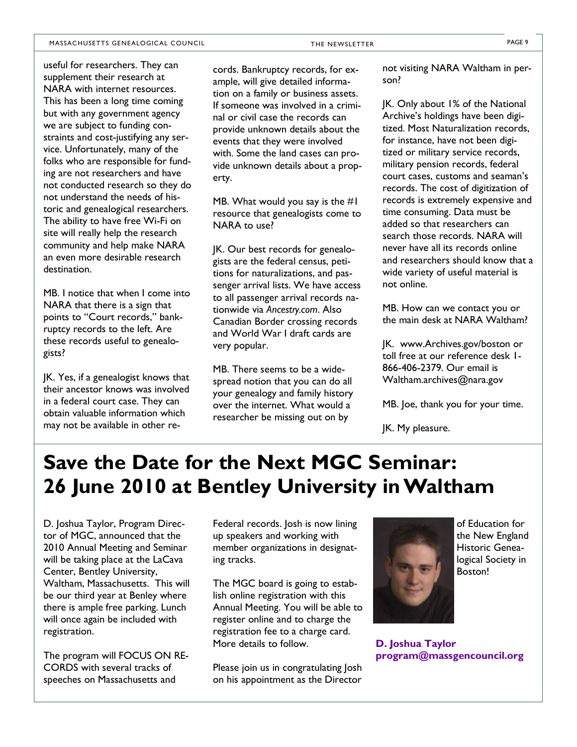useful for researchers. They can supplement their research at NARA with internet resources. This has been a long time coming but with any government agency we are subject to funding constraints and cost-justifying any service. Unfortunately, many of the folks who are responsible for funding are not researchers and have not conducted research so they do not understand the needs of historic and genealogical researchers. The ability to have free Wi-Fi on site will really help the research community and help make NARA an even more desirable research destination.

MB. I notice that when I come into NARA that there is a sign that points to "Court records," bankruptcy records to the left. Are these records useful to genealogists?

JK. Yes, if a genealogist knows that their ancestor knows was involved in a federal court case. They can obtain valuable information which may not be available in other records. Bankruptcy records, for example, will give detailed information on a family or business assets. If someone was involved in a criminal or civil case the records can provide unknown details about the events that they were involved with. Some the land cases can provide unknown details about a property.

MB. What would you say is the #1 resource that genealogists come to NARA to use?

JK. Our best records for genealogists are the federal census, petitions for naturalizations, and passenger arrival lists. We have access to all passenger arrival records nationwide via *Ancestry.com*. Also Canadian Border crossing records and World War I draft cards are very popular.

MB. There seems to be a widespread notion that you can do all your genealogy and family history over the internet. What would a researcher be missing out on by not visiting NARA Waltham in person?

JK. Only about 1% of the National Archive's holdings have been digitized. Most Naturalization records, for instance, have not been digitized or military service records, military pension records, federal court cases, customs and seaman's records. The cost of digitization of records is extremely expensive and time consuming. Data must be added so that researchers can search those records. NARA will never have all its records online and researchers should know that a wide variety of useful material is not online.

MB. How can we contact you or the main desk at NARA Waltham?

JK. www.Archives.gov/boston or toll free at our reference desk 1-866-406-2379. Our email is Waltham.archives@nara.gov

MB. Joe, thank you for your time.

JK. My pleasure.

# Save the Date for the Next MGC Seminar: 26 June 2010 at Bentley University in Waltham

D. Joshua Taylor, Program Director of MGC, announced that the 2010 Annual Meeting and Seminar will be taking place at the LaCava Center, Bentley University, Waltham, Massachusetts. This will be our third year at Benley where there is ample free parking. Lunch will once again be included with registration.

The program will FOCUS ON RECORDS with several tracks of speeches on Massachusetts and Federal records. Josh is now lining up speakers and working with member organizations in designating tracks.

The MGC board is going to establish online registration with this Annual Meeting. You will be able to register online and to charge the registration fee to a charge card. More details to follow.

Please join us in congratulating Josh on his appointment as the Director of Education for the New England Historic Genealogical Society in Boston!

**D. Joshua Taylor**
**program@massgencouncil.org**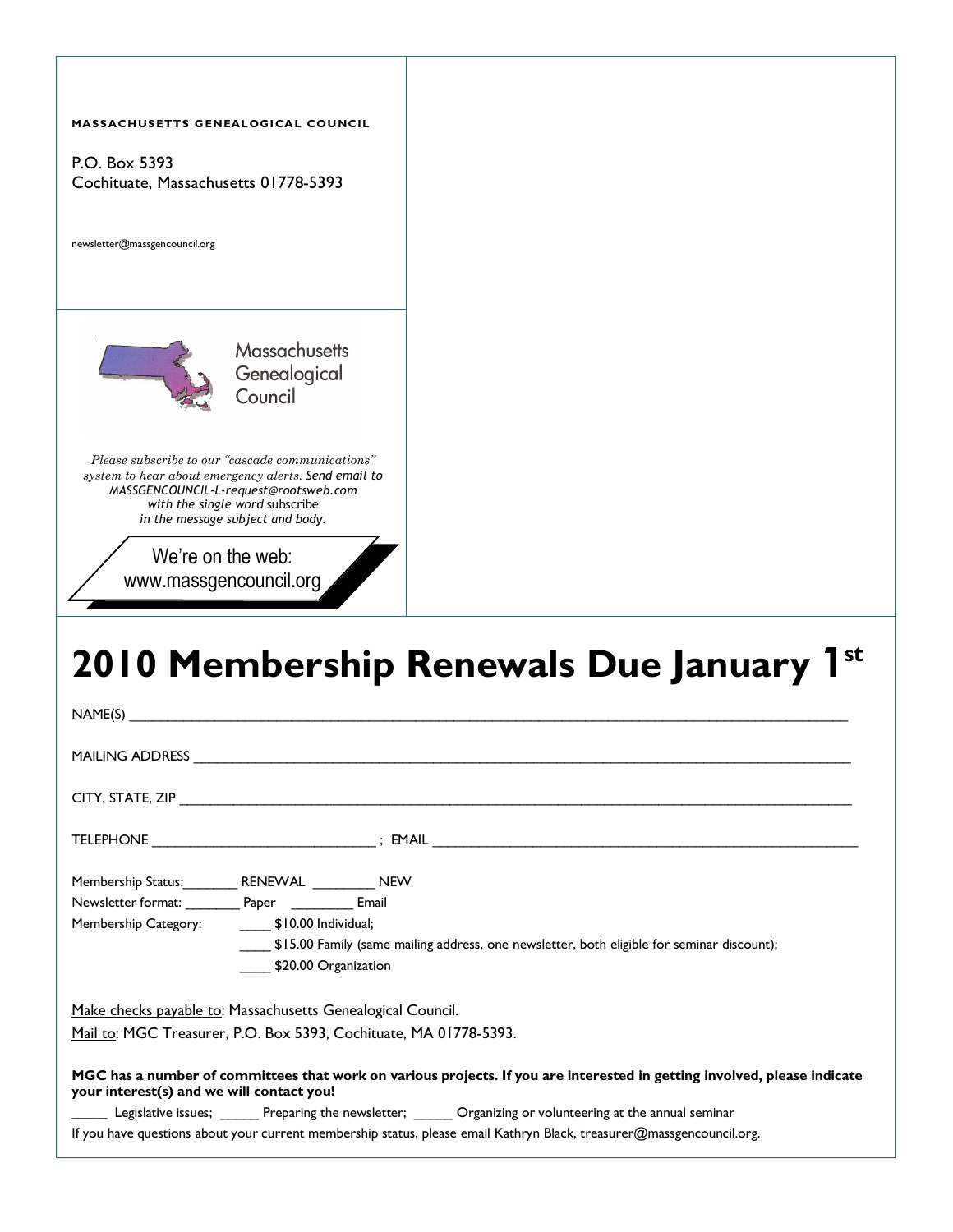**MASSACHUSETTS GENEALOGICAL COUNCIL**

P.O. Box 5393
Cochituate, Massachusetts 01778-5393

newsletter@massgencouncil.org

Massachusetts Genealogical Council

*Please subscribe to our "cascade communications" system to hear about emergency alerts. Send email to MASSGENCOUNCIL-L-request@rootsweb.com with the single word* subscribe *in the message subject and body.*

We're on the web:
www.massgencouncil.org

# 2010 Membership Renewals Due January 1st

NAME(S) ____________________________________________________________________________________

MAILING ADDRESS ____________________________________________________________________________

CITY, STATE, ZIP _____________________________________________________________________________

TELEPHONE ____________________________ ; EMAIL ___________________________________________________

Membership Status:_______ RENEWAL ________ NEW

Newsletter format: _______ Paper ________ Email

Membership Category: ____ $10.00 Individual;

____ $15.00 Family (same mailing address, one newsletter, both eligible for seminar discount);

____ $20.00 Organization

Make checks payable to: Massachusetts Genealogical Council.

Mail to: MGC Treasurer, P.O. Box 5393, Cochituate, MA 01778-5393.

**MGC has a number of committees that work on various projects. If you are interested in getting involved, please indicate your interest(s) and we will contact you!**

_____ Legislative issues; _____ Preparing the newsletter; _____ Organizing or volunteering at the annual seminar

If you have questions about your current membership status, please email Kathryn Black, treasurer@massgencouncil.org.